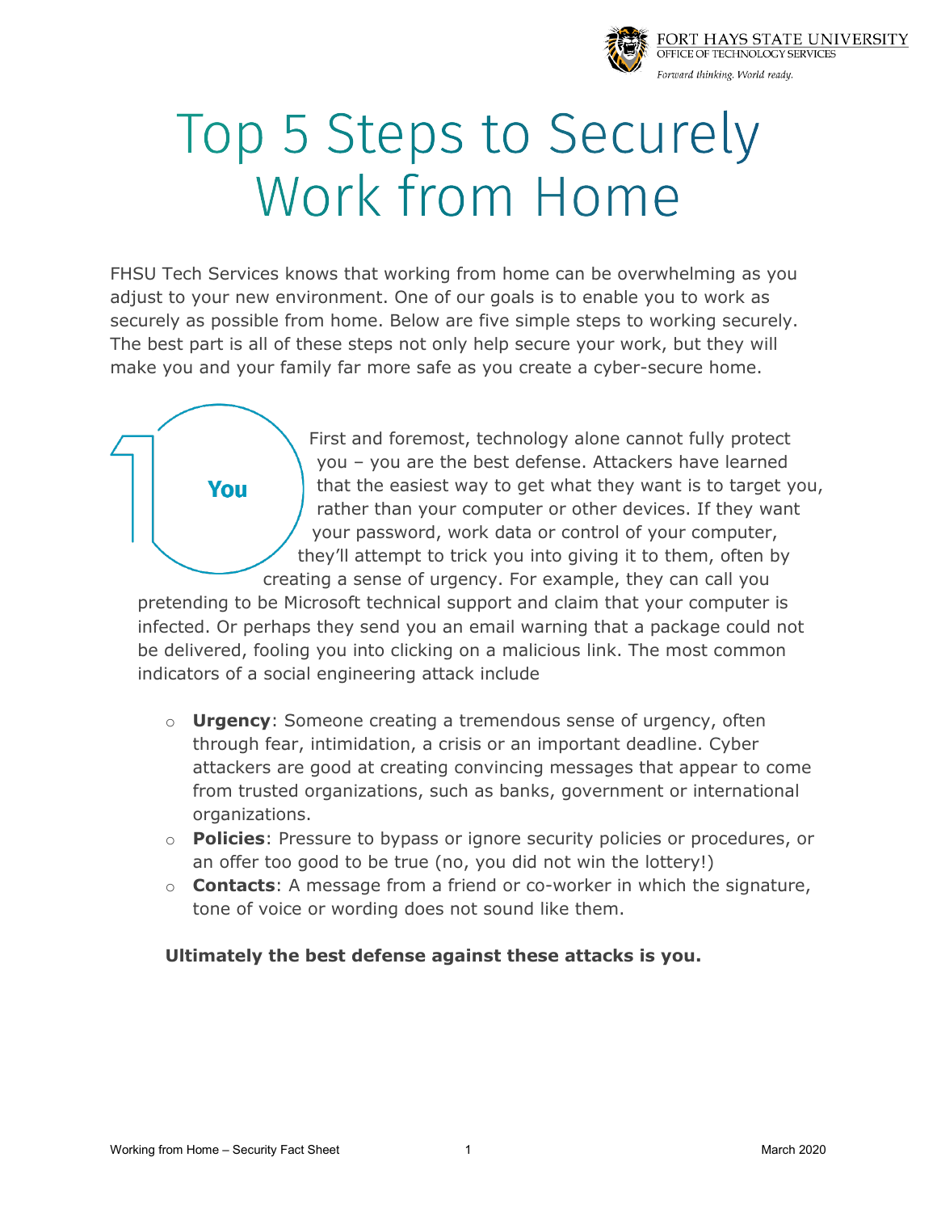FORT HAYS STATE UNIVERSITY
OFFICE OF TECHNOLOGY SERVICES
*Forward thinking. World ready.*

# Top 5 Steps to Securely Work from Home

FHSU Tech Services knows that working from home can be overwhelming as you adjust to your new environment. One of our goals is to enable you to work as securely as possible from home. Below are five simple steps to working securely. The best part is all of these steps not only help secure your work, but they will make you and your family far more safe as you create a cyber-secure home.

## 1 You

First and foremost, technology alone cannot fully protect you – you are the best defense. Attackers have learned that the easiest way to get what they want is to target you, rather than your computer or other devices. If they want your password, work data or control of your computer, they'll attempt to trick you into giving it to them, often by creating a sense of urgency. For example, they can call you pretending to be Microsoft technical support and claim that your computer is infected. Or perhaps they send you an email warning that a package could not be delivered, fooling you into clicking on a malicious link. The most common indicators of a social engineering attack include

- **Urgency**: Someone creating a tremendous sense of urgency, often through fear, intimidation, a crisis or an important deadline. Cyber attackers are good at creating convincing messages that appear to come from trusted organizations, such as banks, government or international organizations.
- **Policies**: Pressure to bypass or ignore security policies or procedures, or an offer too good to be true (no, you did not win the lottery!)
- **Contacts**: A message from a friend or co-worker in which the signature, tone of voice or wording does not sound like them.

**Ultimately the best defense against these attacks is you.**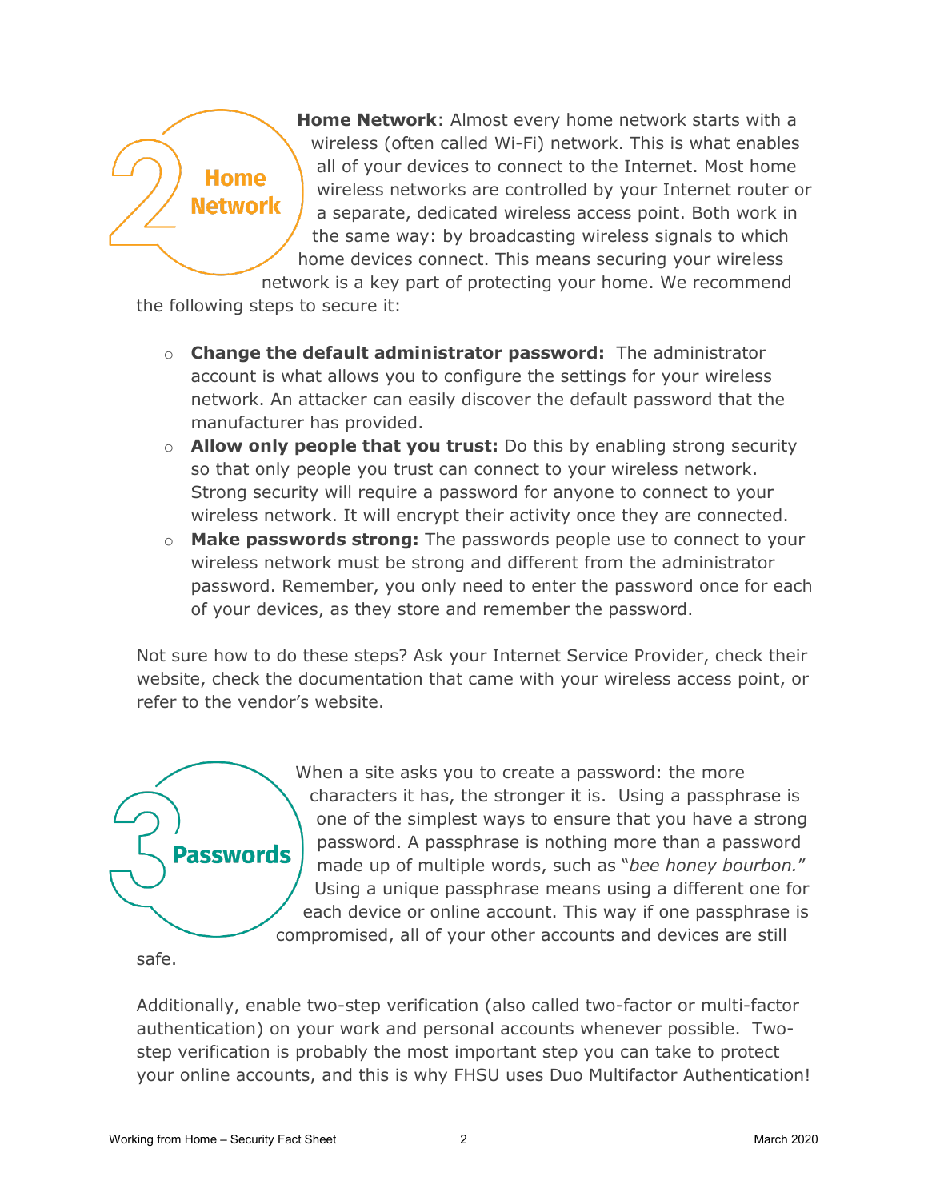## 2 Home Network

**Home Network**: Almost every home network starts with a wireless (often called Wi-Fi) network. This is what enables all of your devices to connect to the Internet. Most home wireless networks are controlled by your Internet router or a separate, dedicated wireless access point. Both work in the same way: by broadcasting wireless signals to which home devices connect. This means securing your wireless network is a key part of protecting your home. We recommend the following steps to secure it:

- **Change the default administrator password:** The administrator account is what allows you to configure the settings for your wireless network. An attacker can easily discover the default password that the manufacturer has provided.
- **Allow only people that you trust:** Do this by enabling strong security so that only people you trust can connect to your wireless network. Strong security will require a password for anyone to connect to your wireless network. It will encrypt their activity once they are connected.
- **Make passwords strong:** The passwords people use to connect to your wireless network must be strong and different from the administrator password. Remember, you only need to enter the password once for each of your devices, as they store and remember the password.

Not sure how to do these steps? Ask your Internet Service Provider, check their website, check the documentation that came with your wireless access point, or refer to the vendor's website.

## 3 Passwords

When a site asks you to create a password: the more characters it has, the stronger it is. Using a passphrase is one of the simplest ways to ensure that you have a strong password. A passphrase is nothing more than a password made up of multiple words, such as "*bee honey bourbon.*" Using a unique passphrase means using a different one for each device or online account. This way if one passphrase is compromised, all of your other accounts and devices are still safe.

Additionally, enable two-step verification (also called two-factor or multi-factor authentication) on your work and personal accounts whenever possible. Two-step verification is probably the most important step you can take to protect your online accounts, and this is why FHSU uses Duo Multifactor Authentication!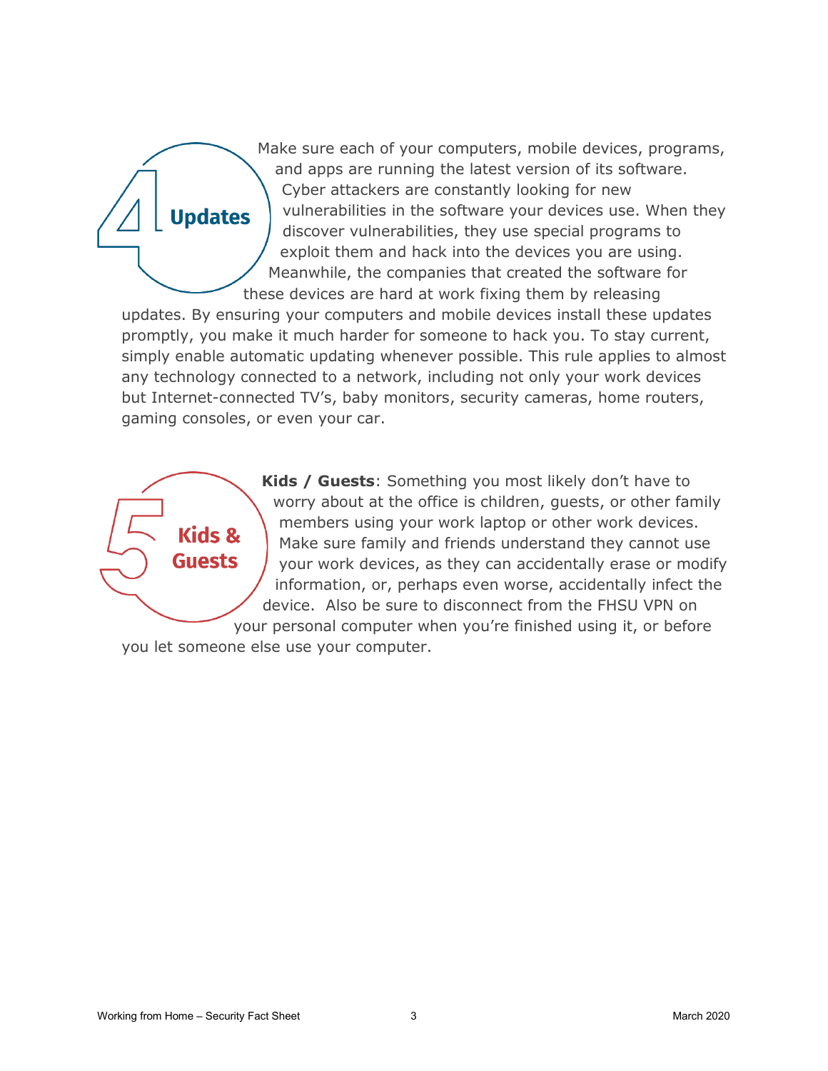## 4 Updates

Make sure each of your computers, mobile devices, programs, and apps are running the latest version of its software. Cyber attackers are constantly looking for new vulnerabilities in the software your devices use. When they discover vulnerabilities, they use special programs to exploit them and hack into the devices you are using. Meanwhile, the companies that created the software for these devices are hard at work fixing them by releasing updates. By ensuring your computers and mobile devices install these updates promptly, you make it much harder for someone to hack you. To stay current, simply enable automatic updating whenever possible. This rule applies to almost any technology connected to a network, including not only your work devices but Internet-connected TV's, baby monitors, security cameras, home routers, gaming consoles, or even your car.

## 5 Kids & Guests

**Kids / Guests**: Something you most likely don't have to worry about at the office is children, guests, or other family members using your work laptop or other work devices. Make sure family and friends understand they cannot use your work devices, as they can accidentally erase or modify information, or, perhaps even worse, accidentally infect the device. Also be sure to disconnect from the FHSU VPN on your personal computer when you're finished using it, or before you let someone else use your computer.